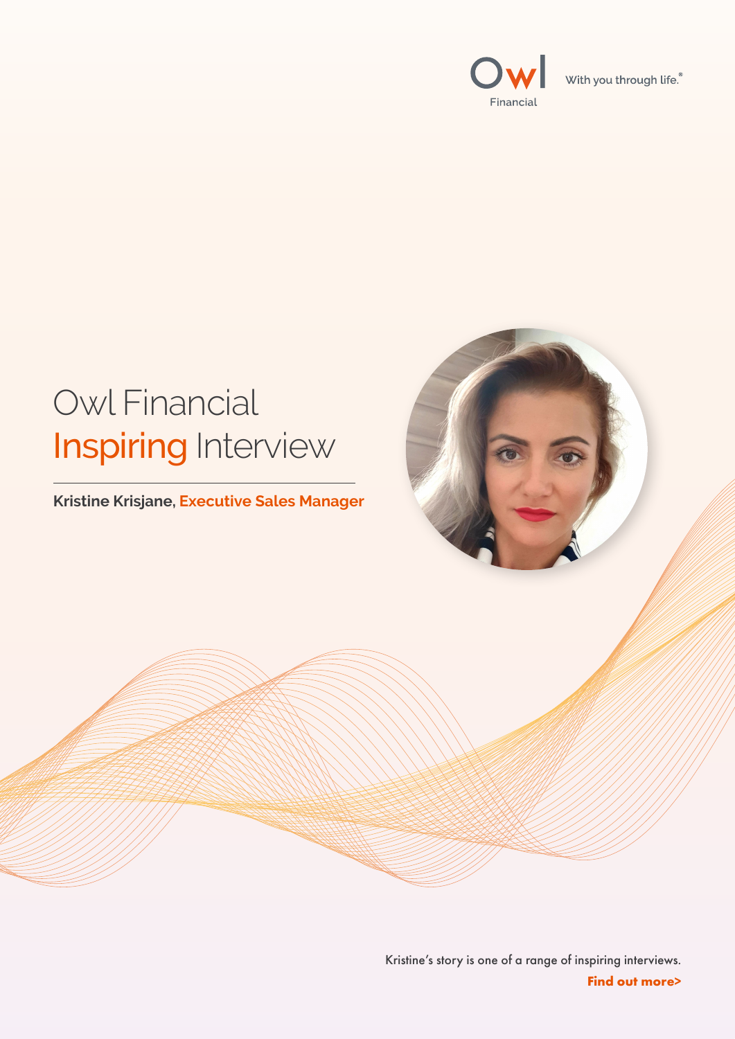Owl Financial

With you through life.®

# Owl Financial Inspiring Interview

**Kristine Krisjane, Executive Sales Manager**

Kristine's story is one of a range of inspiring interviews.

**Find out more>**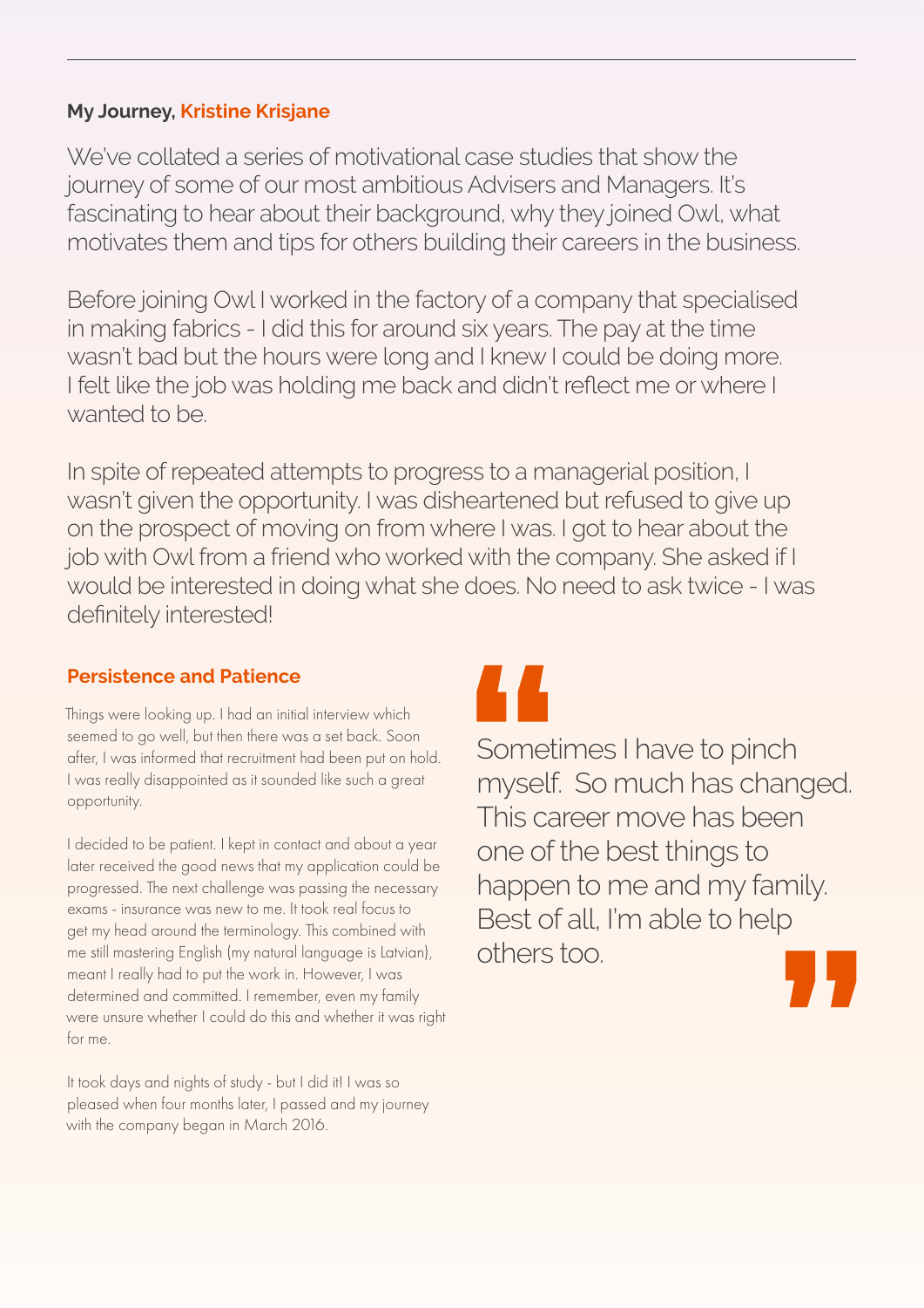**My Journey, Kristine Krisjane**

We've collated a series of motivational case studies that show the journey of some of our most ambitious Advisers and Managers. It's fascinating to hear about their background, why they joined Owl, what motivates them and tips for others building their careers in the business.

Before joining Owl I worked in the factory of a company that specialised in making fabrics - I did this for around six years. The pay at the time wasn't bad but the hours were long and I knew I could be doing more. I felt like the job was holding me back and didn't reflect me or where I wanted to be.

In spite of repeated attempts to progress to a managerial position, I wasn't given the opportunity. I was disheartened but refused to give up on the prospect of moving on from where I was. I got to hear about the job with Owl from a friend who worked with the company. She asked if I would be interested in doing what she does. No need to ask twice - I was definitely interested!

## Persistence and Patience

Things were looking up. I had an initial interview which seemed to go well, but then there was a set back. Soon after, I was informed that recruitment had been put on hold. I was really disappointed as it sounded like such a great opportunity.

I decided to be patient. I kept in contact and about a year later received the good news that my application could be progressed. The next challenge was passing the necessary exams - insurance was new to me. It took real focus to get my head around the terminology. This combined with me still mastering English (my natural language is Latvian), meant I really had to put the work in. However, I was determined and committed. I remember, even my family were unsure whether I could do this and whether it was right for me.

It took days and nights of study - but I did it! I was so pleased when four months later, I passed and my journey with the company began in March 2016.

> "Sometimes I have to pinch myself. So much has changed. This career move has been one of the best things to happen to me and my family. Best of all, I'm able to help others too."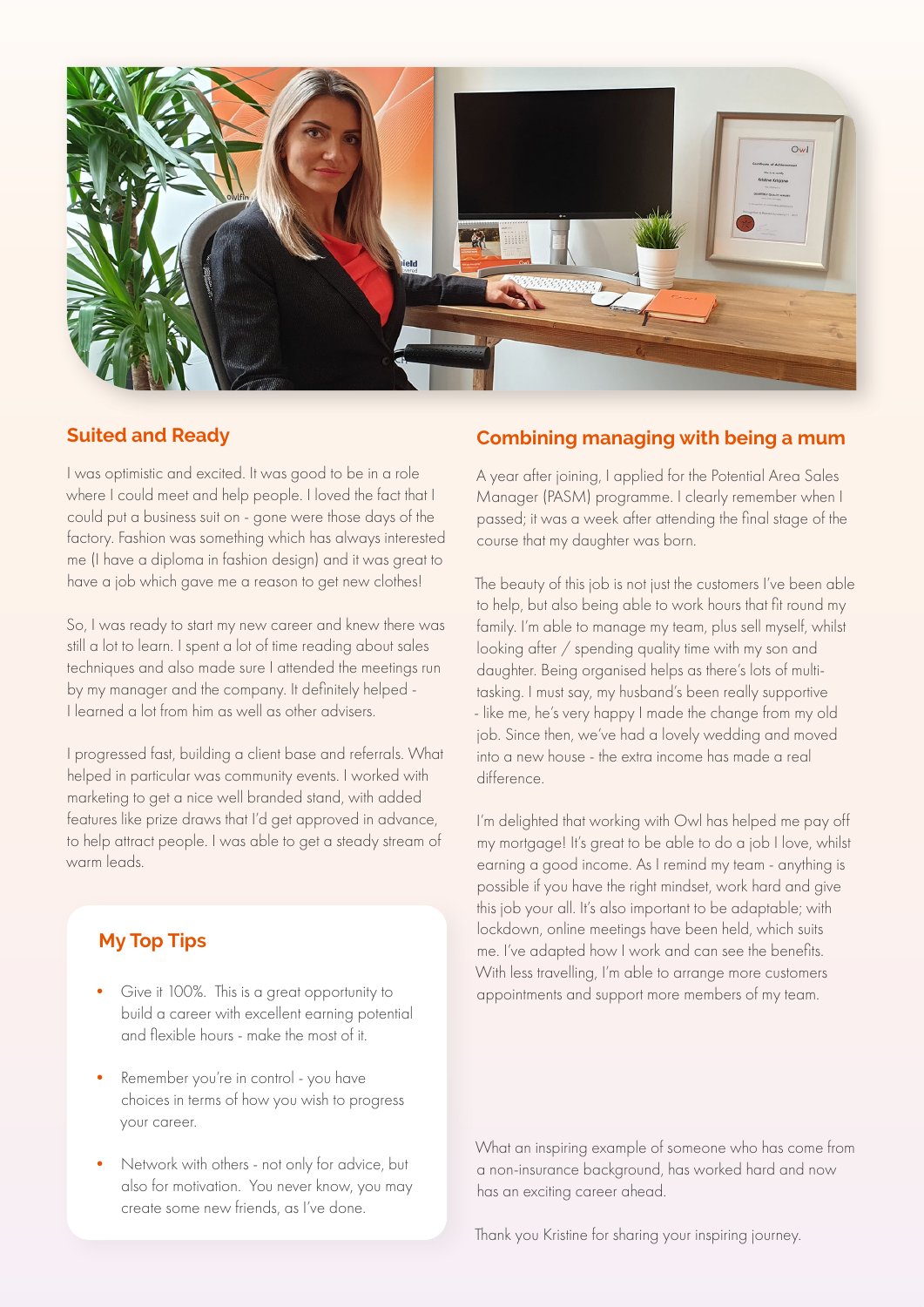## Suited and Ready

I was optimistic and excited. It was good to be in a role where I could meet and help people. I loved the fact that I could put a business suit on - gone were those days of the factory. Fashion was something which has always interested me (I have a diploma in fashion design) and it was great to have a job which gave me a reason to get new clothes!

So, I was ready to start my new career and knew there was still a lot to learn. I spent a lot of time reading about sales techniques and also made sure I attended the meetings run by my manager and the company. It definitely helped - I learned a lot from him as well as other advisers.

I progressed fast, building a client base and referrals. What helped in particular was community events. I worked with marketing to get a nice well branded stand, with added features like prize draws that I'd get approved in advance, to help attract people. I was able to get a steady stream of warm leads.

### My Top Tips

- Give it 100%. This is a great opportunity to build a career with excellent earning potential and flexible hours - make the most of it.
- Remember you're in control - you have choices in terms of how you wish to progress your career.
- Network with others - not only for advice, but also for motivation. You never know, you may create some new friends, as I've done.

## Combining managing with being a mum

A year after joining, I applied for the Potential Area Sales Manager (PASM) programme. I clearly remember when I passed; it was a week after attending the final stage of the course that my daughter was born.

The beauty of this job is not just the customers I've been able to help, but also being able to work hours that fit round my family. I'm able to manage my team, plus sell myself, whilst looking after / spending quality time with my son and daughter. Being organised helps as there's lots of multi-tasking. I must say, my husband's been really supportive - like me, he's very happy I made the change from my old job. Since then, we've had a lovely wedding and moved into a new house - the extra income has made a real difference.

I'm delighted that working with Owl has helped me pay off my mortgage! It's great to be able to do a job I love, whilst earning a good income. As I remind my team - anything is possible if you have the right mindset, work hard and give this job your all. It's also important to be adaptable; with lockdown, online meetings have been held, which suits me. I've adapted how I work and can see the benefits. With less travelling, I'm able to arrange more customers appointments and support more members of my team.

What an inspiring example of someone who has come from a non-insurance background, has worked hard and now has an exciting career ahead.

Thank you Kristine for sharing your inspiring journey.